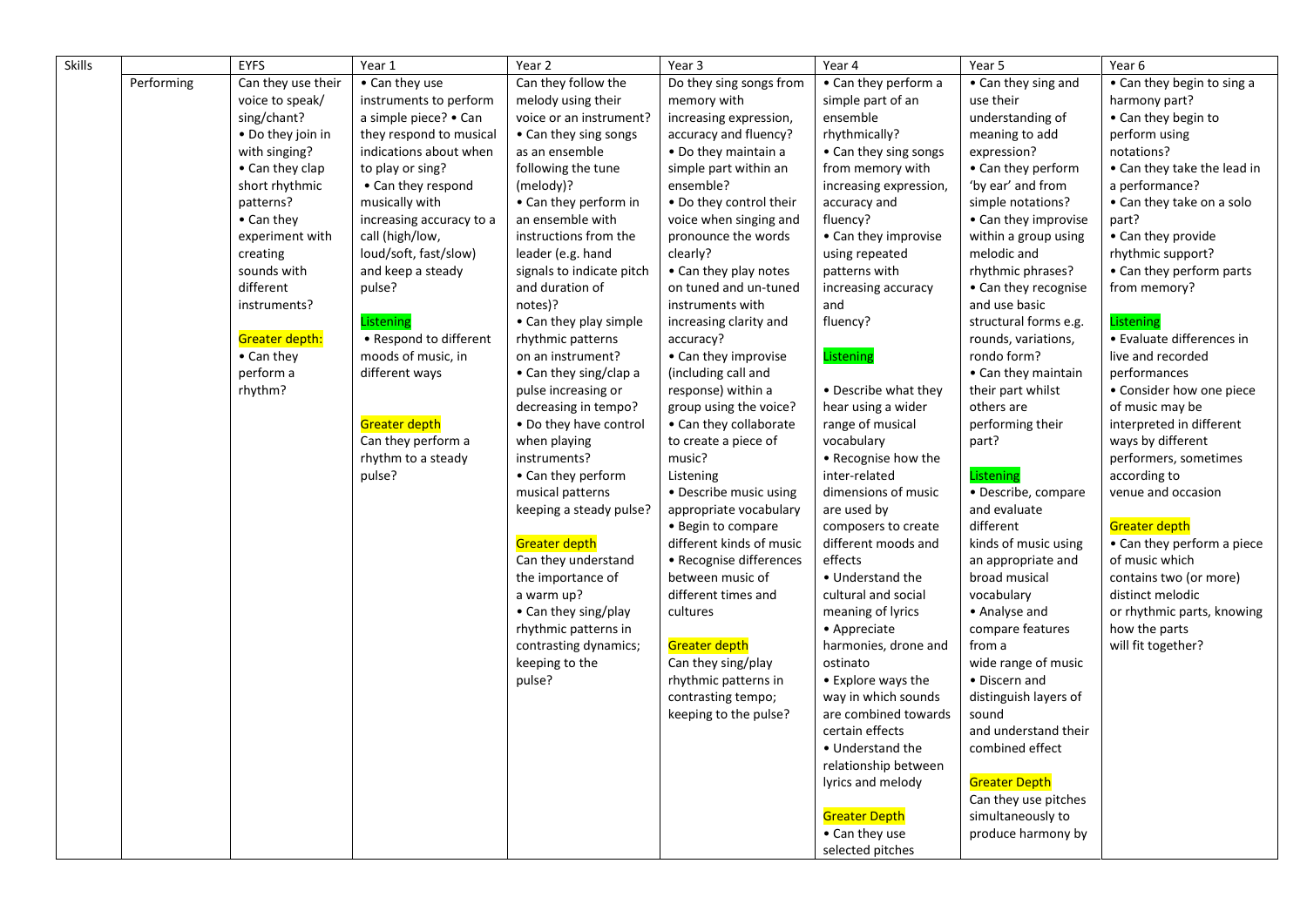| Skills | | EYFS | Year 1 | Year 2 | Year 3 | Year 4 | Year 5 | Year 6 |
|---|---|---|---|---|---|---|---|---|
| | Performing | Can they use their voice to speak/ sing/chant?<br>• Do they join in with singing?<br>• Can they clap short rhythmic patterns?<br>• Can they experiment with creating sounds with different instruments?<br><br>Greater depth:<br>• Can they perform a rhythm? | • Can they use instruments to perform a simple piece? • Can they respond to musical indications about when to play or sing?<br>• Can they respond musically with increasing accuracy to a call (high/low, loud/soft, fast/slow) and keep a steady pulse?<br><br>Listening<br>• Respond to different moods of music, in different ways<br><br>Greater depth<br>Can they perform a rhythm to a steady pulse? | Can they follow the melody using their voice or an instrument?<br>• Can they sing songs as an ensemble following the tune (melody)?<br>• Can they perform in an ensemble with instructions from the leader (e.g. hand signals to indicate pitch and duration of notes)?<br>• Can they play simple rhythmic patterns on an instrument?<br>• Can they sing/clap a pulse increasing or decreasing in tempo?<br>• Do they have control when playing instruments?<br>• Can they perform musical patterns keeping a steady pulse?<br><br>Greater depth<br>Can they understand the importance of a warm up?<br>• Can they sing/play rhythmic patterns in contrasting dynamics; keeping to the pulse? | Do they sing songs from memory with increasing expression, accuracy and fluency?<br>• Do they maintain a simple part within an ensemble?<br>• Do they control their voice when singing and pronounce the words clearly?<br>• Can they play notes on tuned and un-tuned instruments with increasing clarity and accuracy?<br>• Can they improvise (including call and response) within a group using the voice?<br>• Can they collaborate to create a piece of music?<br>Listening<br>• Describe music using appropriate vocabulary<br>• Begin to compare different kinds of music<br>• Recognise differences between music of different times and cultures<br><br>Greater depth<br>Can they sing/play rhythmic patterns in contrasting tempo; keeping to the pulse? | • Can they perform a simple part of an ensemble rhythmically?<br>• Can they sing songs from memory with increasing expression, accuracy and fluency?<br>• Can they improvise using repeated patterns with increasing accuracy and fluency?<br><br>Listening<br><br>• Describe what they hear using a wider range of musical vocabulary<br>• Recognise how the inter-related dimensions of music are used by composers to create different moods and effects<br>• Understand the cultural and social meaning of lyrics<br>• Appreciate harmonies, drone and ostinato<br>• Explore ways the way in which sounds are combined towards certain effects<br>• Understand the relationship between lyrics and melody<br><br>Greater Depth<br>• Can they use selected pitches | • Can they sing and use their understanding of meaning to add expression?<br>• Can they perform 'by ear' and from simple notations?<br>• Can they improvise within a group using melodic and rhythmic phrases?<br>• Can they recognise and use basic structural forms e.g. rounds, variations, rondo form?<br>• Can they maintain their part whilst others are performing their part?<br><br>Listening<br>• Describe, compare and evaluate different kinds of music using an appropriate and broad musical vocabulary<br>• Analyse and compare features from a wide range of music<br>• Discern and distinguish layers of sound and understand their combined effect<br><br>Greater Depth<br>Can they use pitches simultaneously to produce harmony by | • Can they begin to sing a harmony part?<br>• Can they begin to perform using notations?<br>• Can they take the lead in a performance?<br>• Can they take on a solo part?<br>• Can they provide rhythmic support?<br>• Can they perform parts from memory?<br><br>Listening<br>• Evaluate differences in live and recorded performances<br>• Consider how one piece of music may be interpreted in different ways by different performers, sometimes according to venue and occasion<br><br>Greater depth<br>• Can they perform a piece of music which contains two (or more) distinct melodic or rhythmic parts, knowing how the parts will fit together? |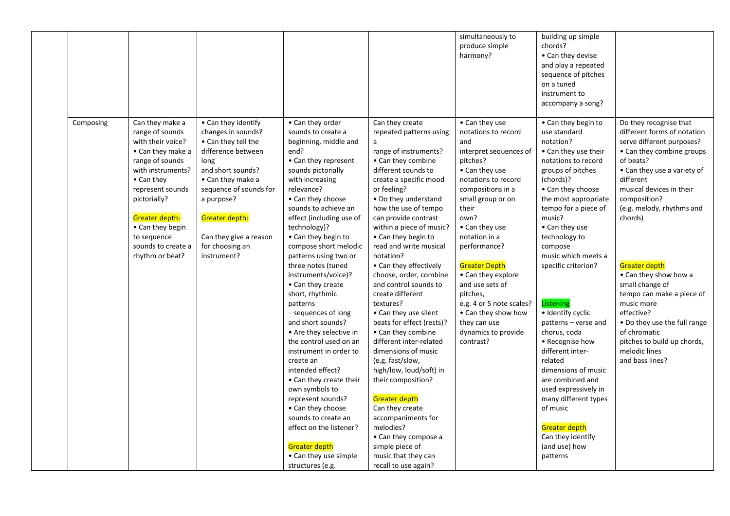| | | | | | | | |
|---|---|---|---|---|---|---|---|
| | | | | | simultaneously to produce simple harmony? | building up simple chords? • Can they devise and play a repeated sequence of pitches on a tuned instrument to accompany a song? | |
| Composing | Can they make a range of sounds with their voice? • Can they make a range of sounds with instruments? • Can they represent sounds pictorially? Greater depth: • Can they begin to sequence sounds to create a rhythm or beat? | • Can they identify changes in sounds? • Can they tell the difference between long and short sounds? • Can they make a sequence of sounds for a purpose? Greater depth: Can they give a reason for choosing an instrument? | • Can they order sounds to create a beginning, middle and end? • Can they represent sounds pictorially with increasing relevance? • Can they choose sounds to achieve an effect (including use of technology)? • Can they begin to compose short melodic patterns using two or three notes (tuned instruments/voice)? • Can they create short, rhythmic patterns – sequences of long and short sounds? • Are they selective in the control used on an instrument in order to create an intended effect? • Can they create their own symbols to represent sounds? • Can they choose sounds to create an effect on the listener? Greater depth • Can they use simple structures (e.g. | Can they create repeated patterns using a range of instruments? • Can they combine different sounds to create a specific mood or feeling? • Do they understand how the use of tempo can provide contrast within a piece of music? • Can they begin to read and write musical notation? • Can they effectively choose, order, combine and control sounds to create different textures? • Can they use silent beats for effect (rests)? • Can they combine different inter-related dimensions of music (e.g. fast/slow, high/low, loud/soft) in their composition? Greater depth Can they create accompaniments for melodies? • Can they compose a simple piece of music that they can recall to use again? | • Can they use notations to record and interpret sequences of pitches? • Can they use notations to record compositions in a small group or on their own? • Can they use notation in a performance? Greater Depth • Can they explore and use sets of pitches, e.g. 4 or 5 note scales? • Can they show how they can use dynamics to provide contrast? | • Can they begin to use standard notation? • Can they use their notations to record groups of pitches (chords)? • Can they choose the most appropriate tempo for a piece of music? • Can they use technology to compose music which meets a specific criterion? Listening • Identify cyclic patterns – verse and chorus, coda • Recognise how different inter-related dimensions of music are combined and used expressively in many different types of music Greater depth Can they identify (and use) how patterns | Do they recognise that different forms of notation serve different purposes? • Can they combine groups of beats? • Can they use a variety of different musical devices in their composition? (e.g. melody, rhythms and chords) Greater depth • Can they show how a small change of tempo can make a piece of music more effective? • Do they use the full range of chromatic pitches to build up chords, melodic lines and bass lines? |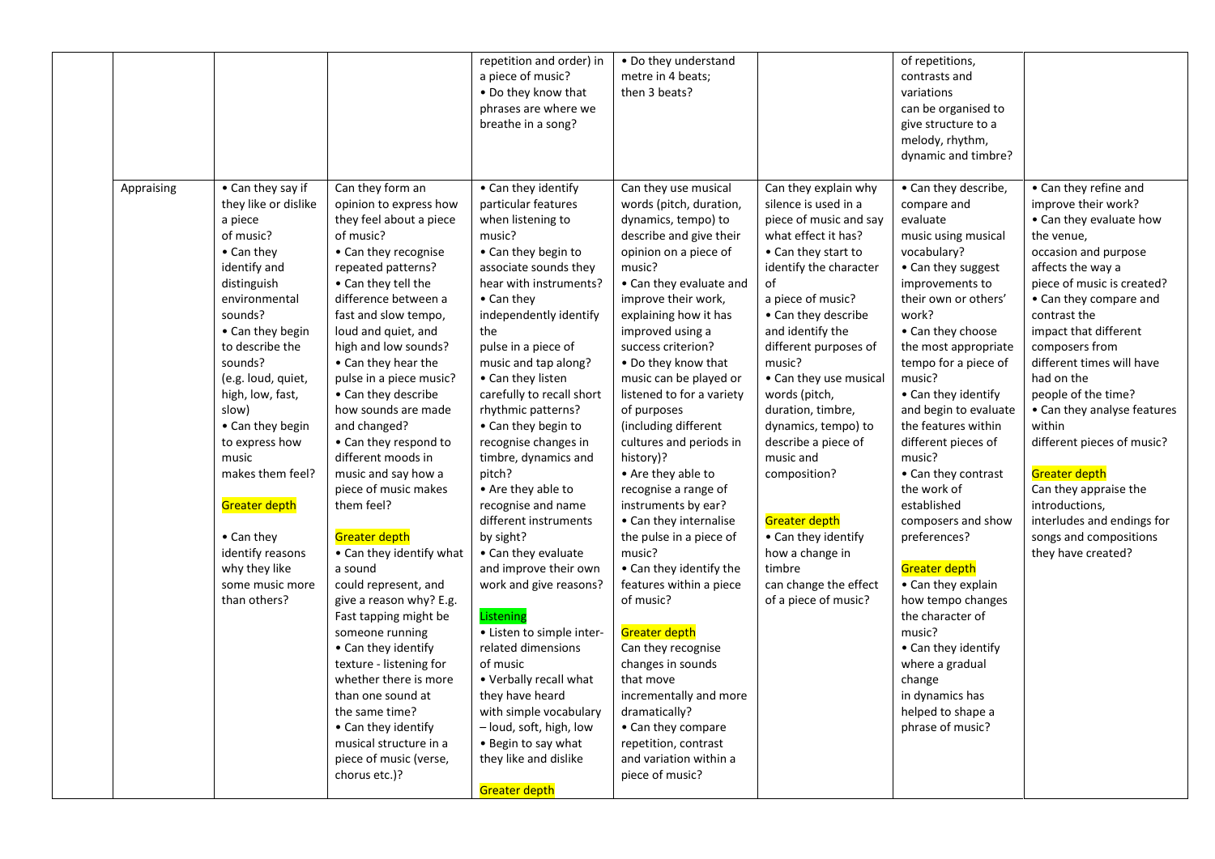| | | | | | | | |
|---|---|---|---|---|---|---|---|
| | | | repetition and order) in a piece of music?<br>• Do they know that phrases are where we breathe in a song? | • Do they understand metre in 4 beats; then 3 beats? | | of repetitions, contrasts and variations can be organised to give structure to a melody, rhythm, dynamic and timbre? | |
| Appraising | • Can they say if they like or dislike a piece of music?<br>• Can they identify and distinguish environmental sounds?<br>• Can they begin to describe the sounds? (e.g. loud, quiet, high, low, fast, slow)<br>• Can they begin to express how music makes them feel?<br><br>Greater depth<br><br>• Can they identify reasons why they like some music more than others? | Can they form an opinion to express how they feel about a piece of music?<br>• Can they recognise repeated patterns?<br>• Can they tell the difference between a fast and slow tempo, loud and quiet, and high and low sounds?<br>• Can they hear the pulse in a piece music?<br>• Can they describe how sounds are made and changed?<br>• Can they respond to different moods in music and say how a piece of music makes them feel?<br><br>Greater depth<br>• Can they identify what a sound could represent, and give a reason why? E.g. Fast tapping might be someone running<br>• Can they identify texture - listening for whether there is more than one sound at the same time?<br>• Can they identify musical structure in a piece of music (verse, chorus etc.)? | • Can they identify particular features when listening to music?<br>• Can they begin to associate sounds they hear with instruments?<br>• Can they independently identify the pulse in a piece of music and tap along?<br>• Can they listen carefully to recall short rhythmic patterns?<br>• Can they begin to recognise changes in timbre, dynamics and pitch?<br>• Are they able to recognise and name different instruments by sight?<br>• Can they evaluate and improve their own work and give reasons?<br><br>Listening<br>• Listen to simple inter-related dimensions of music<br>• Verbally recall what they have heard with simple vocabulary – loud, soft, high, low<br>• Begin to say what they like and dislike<br><br>Greater depth | Can they use musical words (pitch, duration, dynamics, tempo) to describe and give their opinion on a piece of music?<br>• Can they evaluate and improve their work, explaining how it has improved using a success criterion?<br>• Do they know that music can be played or listened to for a variety of purposes (including different cultures and periods in history)?<br>• Are they able to recognise a range of instruments by ear?<br>• Can they internalise the pulse in a piece of music?<br>• Can they identify the features within a piece of music?<br><br>Greater depth<br>Can they recognise changes in sounds that move incrementally and more dramatically?<br>• Can they compare repetition, contrast and variation within a piece of music? | Can they explain why silence is used in a piece of music and say what effect it has?<br>• Can they start to identify the character of a piece of music?<br>• Can they describe and identify the different purposes of music?<br>• Can they use musical words (pitch, duration, timbre, dynamics, tempo) to describe a piece of music and composition?<br><br>Greater depth<br>• Can they identify how a change in timbre can change the effect of a piece of music? | • Can they describe, compare and evaluate music using musical vocabulary?<br>• Can they suggest improvements to their own or others' work?<br>• Can they choose the most appropriate tempo for a piece of music?<br>• Can they identify and begin to evaluate the features within different pieces of music?<br>• Can they contrast the work of established composers and show preferences?<br><br>Greater depth<br>• Can they explain how tempo changes the character of music?<br>• Can they identify where a gradual change in dynamics has helped to shape a phrase of music? | • Can they refine and improve their work?<br>• Can they evaluate how the venue, occasion and purpose affects the way a piece of music is created?<br>• Can they compare and contrast the impact that different composers from different times will have had on the people of the time?<br>• Can they analyse features within different pieces of music?<br><br>Greater depth<br>Can they appraise the introductions, interludes and endings for songs and compositions they have created? |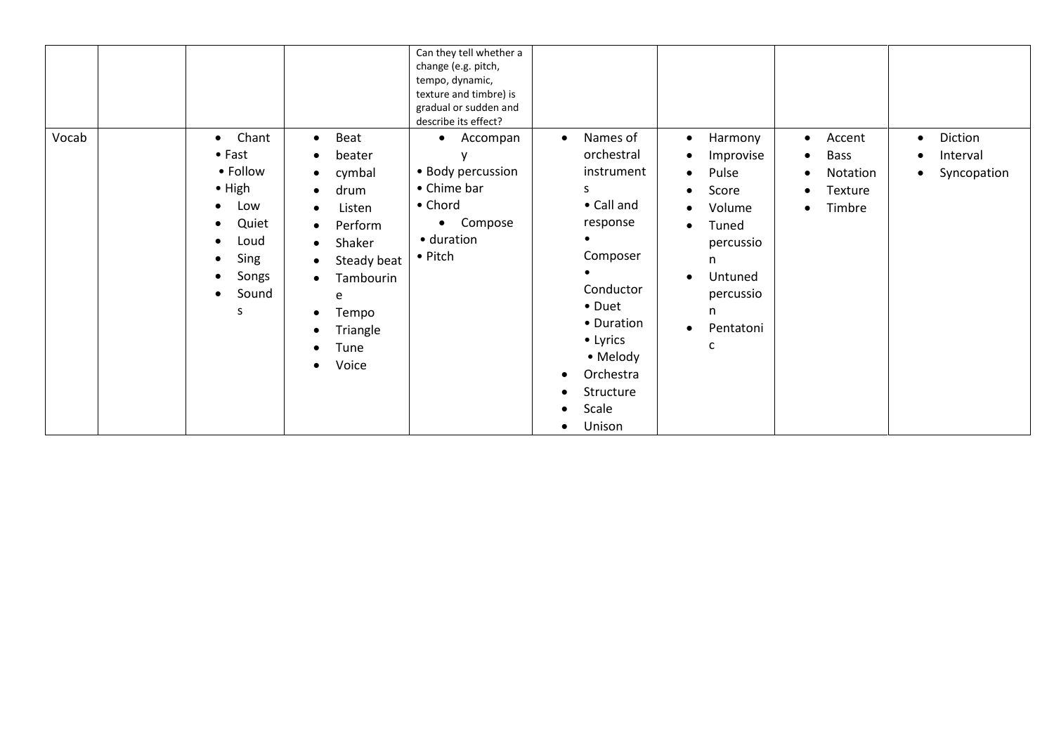| | | | | | | | | |
|---|---|---|---|---|---|---|---|---|
| | | | | Can they tell whether a change (e.g. pitch, tempo, dynamic, texture and timbre) is gradual or sudden and describe its effect? | | | | |
| Vocab | | • Chant<br>• Fast<br>• Follow<br>• High<br>• Low<br>• Quiet<br>• Loud<br>• Sing<br>• Songs<br>• Sounds | • Beat<br>• beater<br>• cymbal<br>• drum<br>• Listen<br>• Perform<br>• Shaker<br>• Steady beat<br>• Tambourine<br>• Tempo<br>• Triangle<br>• Tune<br>• Voice | • Accompany<br>• Body percussion<br>• Chime bar<br>• Chord<br>• Compose<br>• duration<br>• Pitch | • Names of orchestral instruments<br>• Call and response<br>• Composer<br>• Conductor<br>• Duet<br>• Duration<br>• Lyrics<br>• Melody<br>• Orchestra<br>• Structure<br>• Scale<br>• Unison | • Harmony<br>• Improvise<br>• Pulse<br>• Score<br>• Volume<br>• Tuned percussion<br>• Untuned percussion<br>• Pentatonic | • Accent<br>• Bass<br>• Notation<br>• Texture<br>• Timbre | • Diction<br>• Interval<br>• Syncopation |